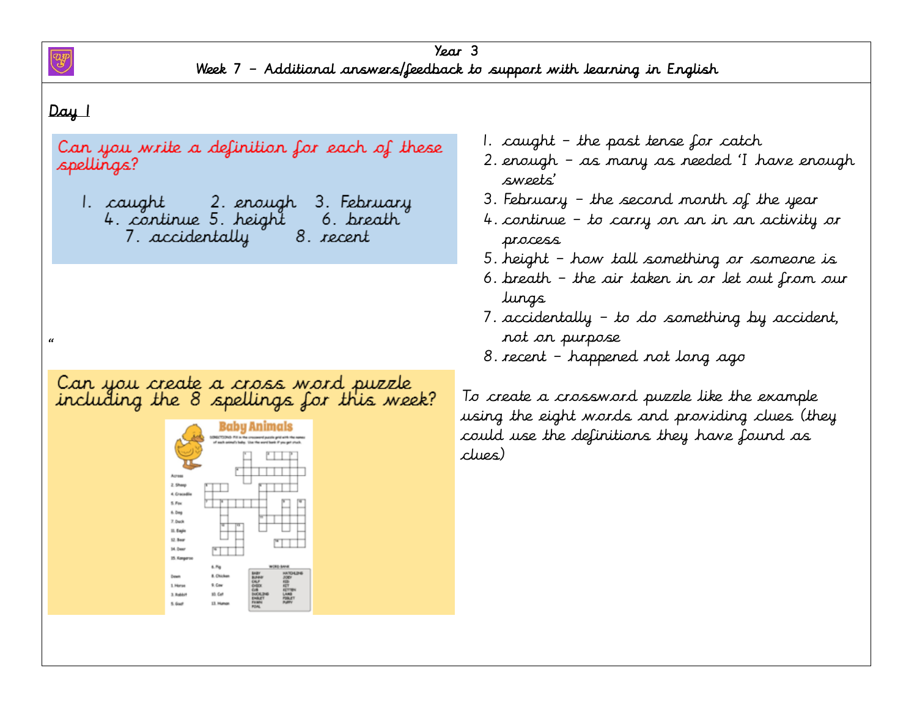# Year 3

## Week 7 – Additional answers/feedback to support with learning in English

### Day 1

Can you write a definition for each of these spellings?

1. caught 2. enough 3. February 4. continue 5. height 6. breath 7. accidentally 8. recent

1. caught – the past tense for catch
2. enough – as many as needed 'I have enough sweets'
3. February – the second month of the year
4. continue – to carry on an in an activity or process
5. height – how tall something or someone is
6. breath – the air taken in or let out from our lungs
7. accidentally – to do something by accident, not on purpose
8. recent – happened not long ago

"

Can you create a cross word puzzle including the 8 spellings for this week?

To create a crossword puzzle like the example using the eight words and providing clues (they could use the definitions they have found as clues)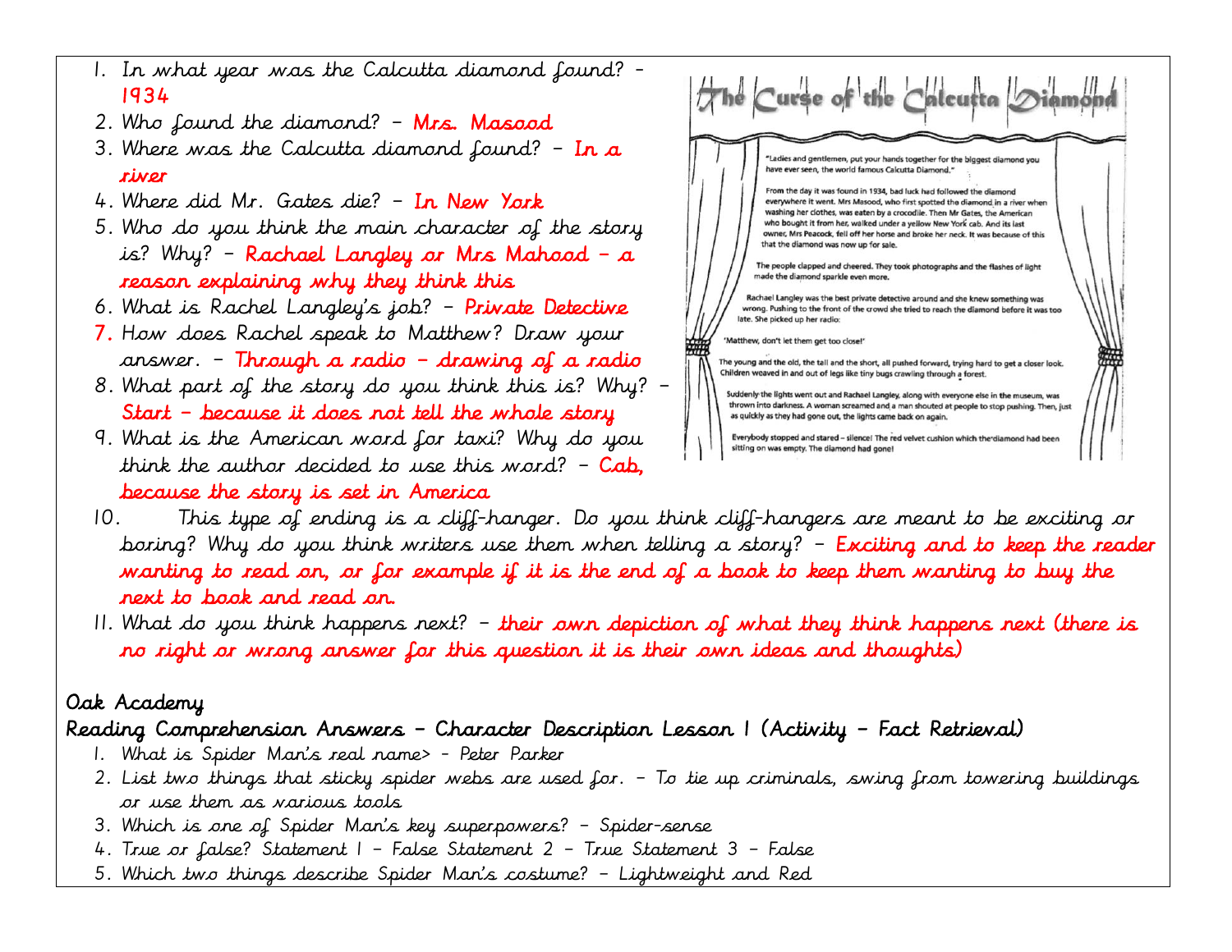1. In what year was the Calcutta diamond found? - 1934
2. Who found the diamond? - Mrs. Masood
3. Where was the Calcutta diamond found? - In a river
4. Where did Mr. Gates die? - In New York
5. Who do you think the main character of the story is? Why? - Rachael Langley or Mrs Mahood - a reason explaining why they think this
6. What is Rachel Langley's job? - Private Detective
7. How does Rachel speak to Matthew? Draw your answer. - Through a radio - drawing of a radio
8. What part of the story do you think this is? Why? - Start - because it does not tell the whole story
9. What is the American word for taxi? Why do you think the author decided to use this word? - Cab, because the story is set in America
10. This type of ending is a cliff-hanger. Do you think cliff-hangers are meant to be exciting or boring? Why do you think writers use them when telling a story? - Exciting and to keep the reader wanting to read on, or for example if it is the end of a book to keep them wanting to buy the next to book and read on.
11. What do you think happens next? - their own depiction of what they think happens next (there is no right or wrong answer for this question it is their own ideas and thoughts)

## The Curse of the Calcutta Diamond

"Ladies and gentlemen, put your hands together for the biggest diamond you have ever seen, the world famous Calcutta Diamond."

From the day it was found in 1934, bad luck had followed the diamond everywhere it went. Mrs Masood, who first spotted the diamond in a river when washing her clothes, was eaten by a crocodile. Then Mr Gates, the American who bought it from her, walked under a yellow New York cab. And its last owner, Mrs Peacock, fell off her horse and broke her neck. It was because of this that the diamond was now up for sale.

The people clapped and cheered. They took photographs and the flashes of light made the diamond sparkle even more.

Rachael Langley was the best private detective around and she knew something was wrong. Pushing to the front of the crowd she tried to reach the diamond before it was too late. She picked up her radio:

'Matthew, don't let them get too close!'

The young and the old, the tall and the short, all pushed forward, trying hard to get a closer look. Children weaved in and out of legs like tiny bugs crawling through a forest.

Suddenly the lights went out and Rachael Langley, along with everyone else in the museum, was thrown into darkness. A woman screamed and a man shouted at people to stop pushing. Then, just as quickly as they had gone out, the lights came back on again.

Everybody stopped and stared – silence! The red velvet cushion which the diamond had been sitting on was empty. The diamond had gone!

## Oak Academy

### Reading Comprehension Answers – Character Description Lesson 1 (Activity – Fact Retrieval)

1. What is Spider Man's real name> - Peter Parker
2. List two things that sticky spider webs are used for. - To tie up criminals, swing from towering buildings or use them as various tools
3. Which is one of Spider Man's key superpowers? - Spider-sense
4. True or false? Statement 1 - False Statement 2 - True Statement 3 - False
5. Which two things describe Spider Man's costume? - Lightweight and Red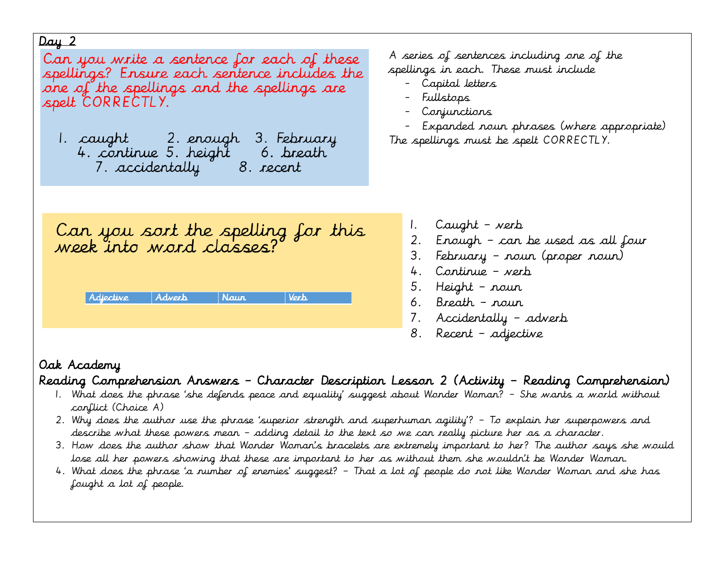**Day 2**

Can you write a sentence for each of these spellings? Ensure each sentence includes the one of the spellings and the spellings are spelt CORRECTLY.

1. caught 2. enough 3. February 4. continue 5. height 6. breath 7. accidentally 8. recent

A series of sentences including one of the spellings in each. These must include

- Capital letters
- Fullstops
- Conjunctions
- Expanded noun phrases (where appropriate)

The spellings must be spelt CORRECTLY.

Can you sort the spelling for this week into word classes?

| Adjective | Adverb | Noun | Verb |
|---|---|---|---|

1. Caught – verb
2. Enough – can be used as all four
3. February – noun (proper noun)
4. Continue – verb
5. Height – noun
6. Breath – noun
7. Accidentally – adverb
8. Recent – adjective

**Oak Academy**

**Reading Comprehension Answers – Character Description Lesson 2 (Activity – Reading Comprehension)**

1. What does the phrase 'she defends peace and equality' suggest about Wonder Woman? – She wants a world without conflict (Choice A)
2. Why does the author use the phrase 'superior strength and superhuman agility'? – To explain her superpowers and describe what these powers mean – adding detail to the text so we can really picture her as a character.
3. How does the author show that Wonder Woman's bracelets are extremely important to her? The author says she would lose all her powers showing that these are important to her as without them she wouldn't be Wonder Woman.
4. What does the phrase 'a number of enemies' suggest? – That a lot of people do not like Wonder Woman and she has fought a lot of people.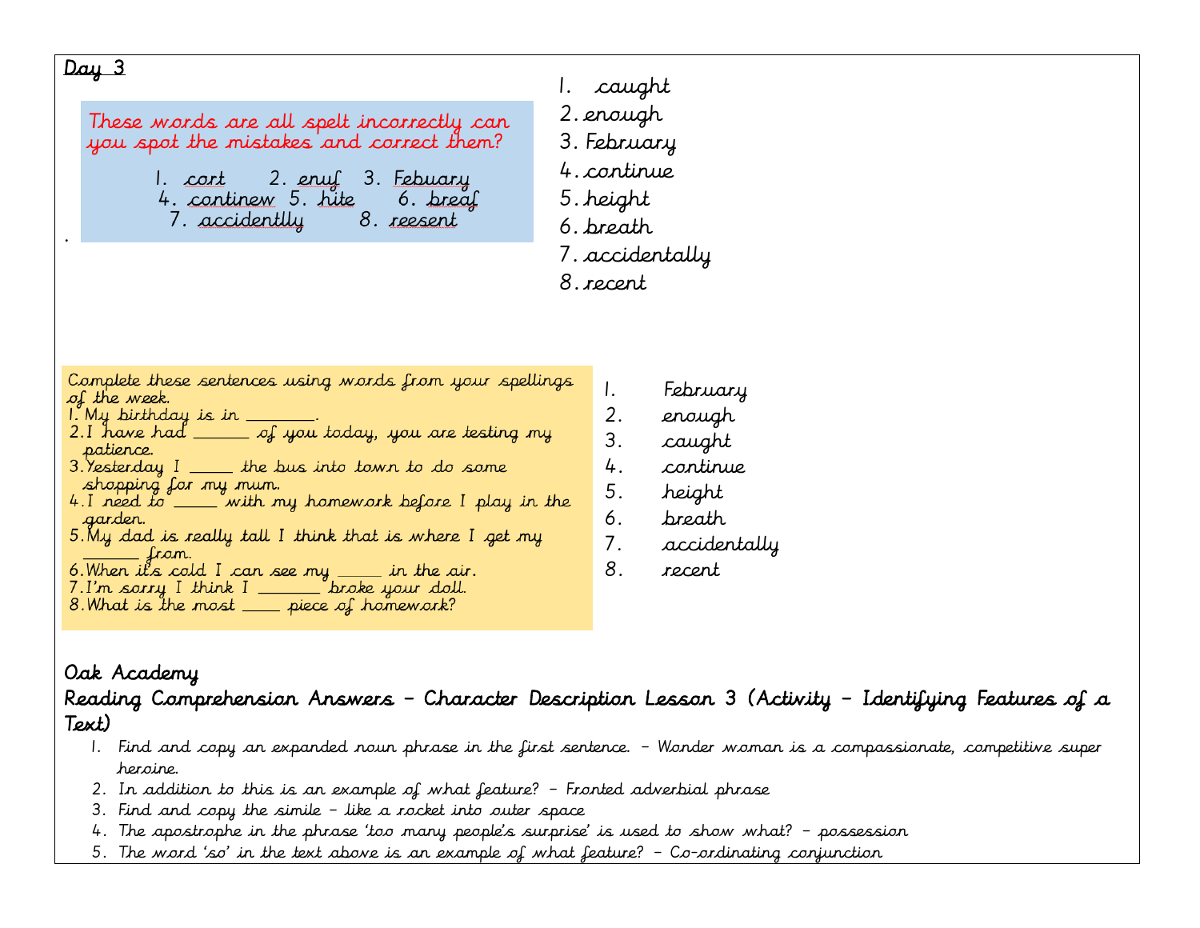Day 3

These words are all spelt incorrectly can you spot the mistakes and correct them?

1. cort  2. enuf  3. Febuary
4. continew  5. hite  6. breaf
7. accidentlly  8. reesent

.

1. caught
2. enough
3. February
4. continue
5. height
6. breath
7. accidentally
8. recent

Complete these sentences using words from your spellings of the week.

1. My birthday is in ________.
2. I have had _______ of you today, you are testing my patience.
3. Yesterday I _____ the bus into town to do some shopping for my mum.
4. I need to _____ with my homework before I play in the garden.
5. My dad is really tall I think that is where I get my _______ from.
6. When it's cold I can see my _____ in the air.
7. I'm sorry I think I _______ broke your doll.
8. What is the most _____ piece of homework?

1. February
2. enough
3. caught
4. continue
5. height
6. breath
7. accidentally
8. recent

Oak Academy

Reading Comprehension Answers – Character Description Lesson 3 (Activity – Identifying Features of a Text)

1. Find and copy an expanded noun phrase in the first sentence. – Wonder woman is a compassionate, competitive super heroine.
2. In addition to this is an example of what feature? – Fronted adverbial phrase
3. Find and copy the simile – like a rocket into outer space
4. The apostrophe in the phrase 'too many people's surprise' is used to show what? – possession
5. The word 'so' in the text above is an example of what feature? – Co-ordinating conjunction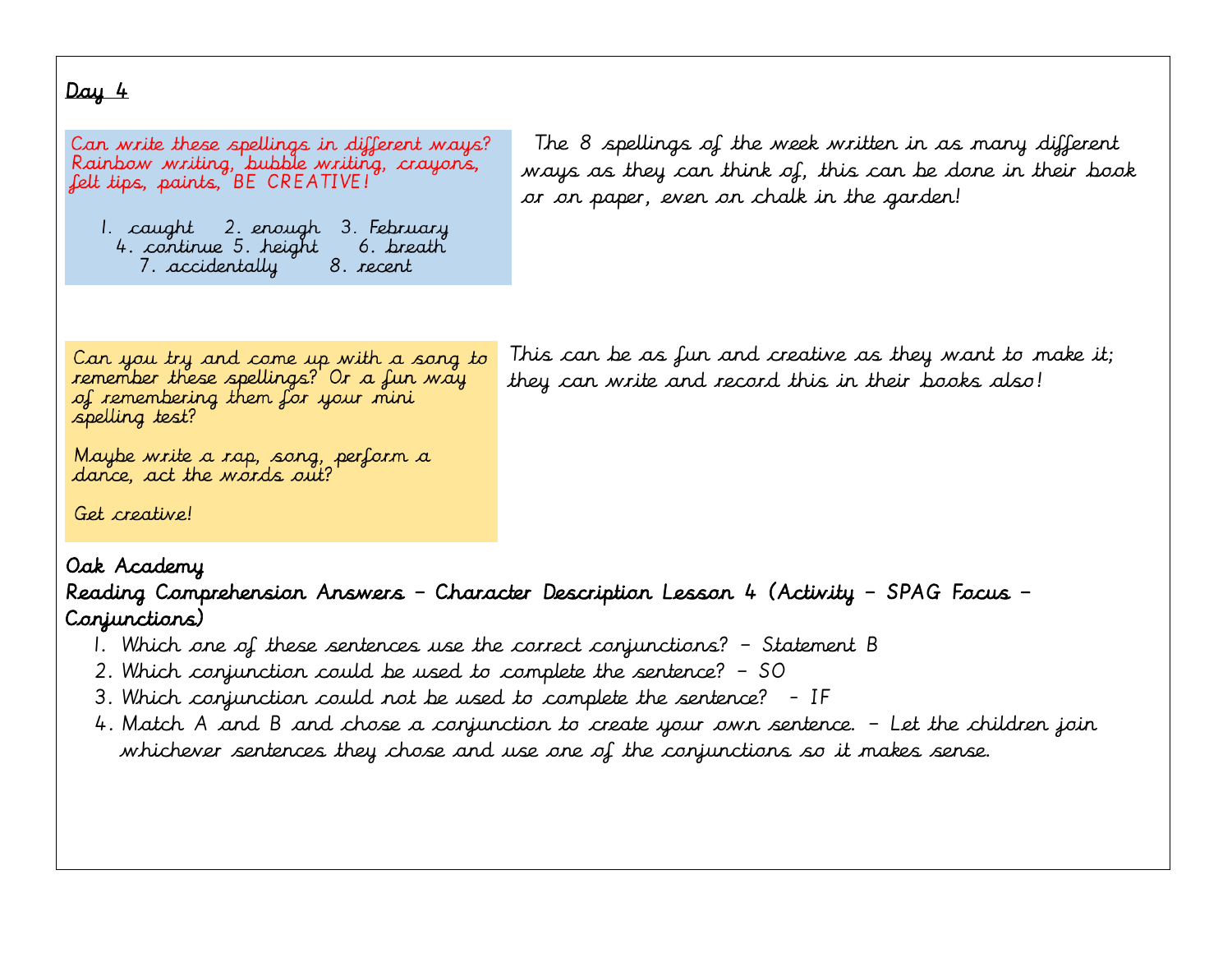**Day 4**

Can write these spellings in different ways? Rainbow writing, bubble writing, crayons, felt tips, paints, BE CREATIVE!

1. caught 2. enough 3. February
4. continue 5. height 6. breath
7. accidentally 8. recent

The 8 spellings of the week written in as many different ways as they can think of, this can be done in their book or on paper, even on chalk in the garden!

Can you try and come up with a song to remember these spellings? Or a fun way of remembering them for your mini spelling test?

Maybe write a rap, song, perform a dance, act the words out?

Get creative!

This can be as fun and creative as they want to make it; they can write and record this in their books also!

**Oak Academy**

**Reading Comprehension Answers – Character Description Lesson 4 (Activity – SPAG Focus – Conjunctions)**

1. Which one of these sentences use the correct conjunctions? – Statement B
2. Which conjunction could be used to complete the sentence? – SO
3. Which conjunction could not be used to complete the sentence? – IF
4. Match A and B and chose a conjunction to create your own sentence. – Let the children join whichever sentences they chose and use one of the conjunctions so it makes sense.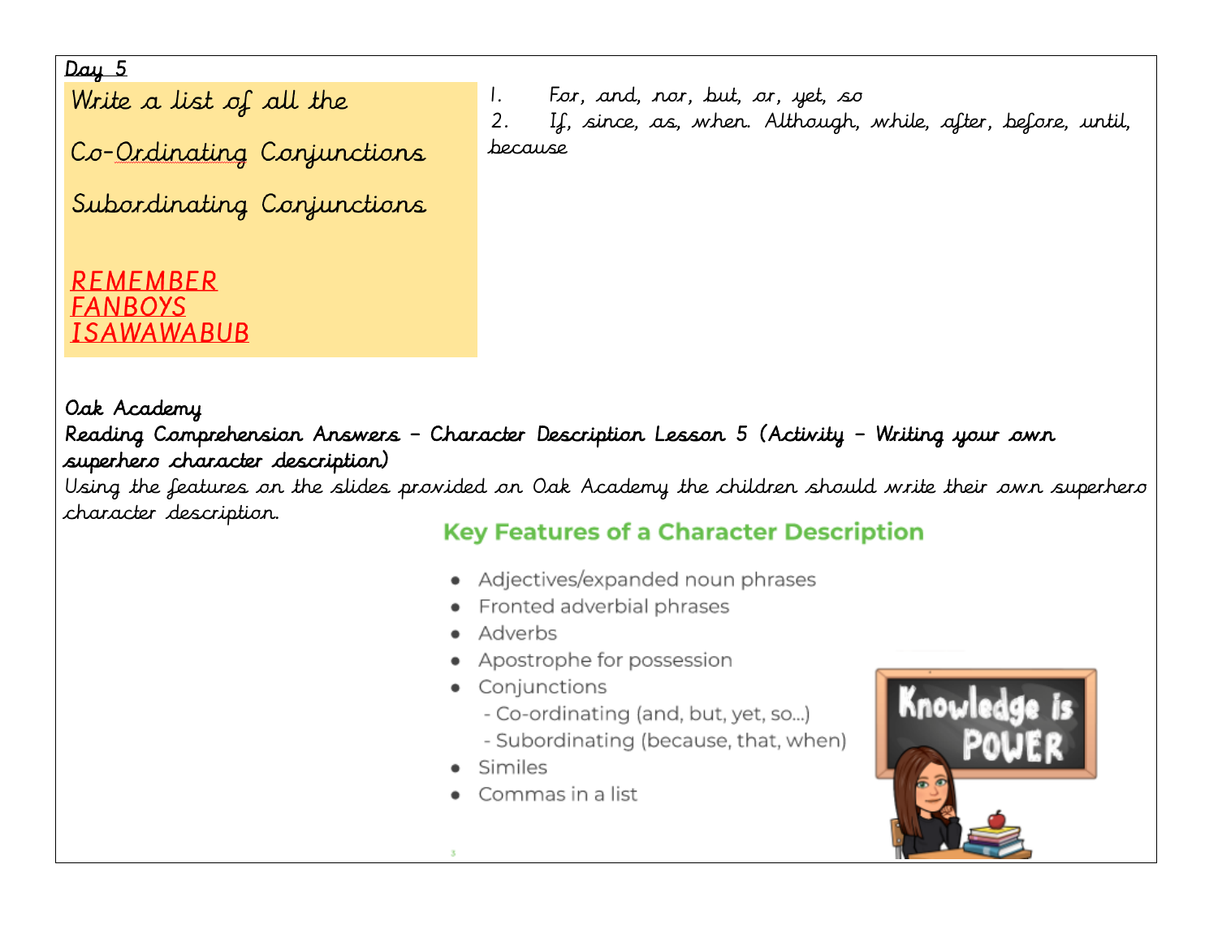Day 5

Write a list of all the

Co-Ordinating Conjunctions

Subordinating Conjunctions

REMEMBER
FANBOYS
ISAWAWABUB

1. For, and, nor, but, or, yet, so
2. If, since, as, when. Although, while, after, before, until, because

**Oak Academy**
**Reading Comprehension Answers – Character Description Lesson 5 (Activity – Writing your own superhero character description)**

Using the features on the slides provided on Oak Academy the children should write their own superhero character description.

**Key Features of a Character Description**

- Adjectives/expanded noun phrases
- Fronted adverbial phrases
- Adverbs
- Apostrophe for possession
- Conjunctions
  - Co-ordinating (and, but, yet, so...)
  - Subordinating (because, that, when)
- Similes
- Commas in a list

Knowledge is POWER